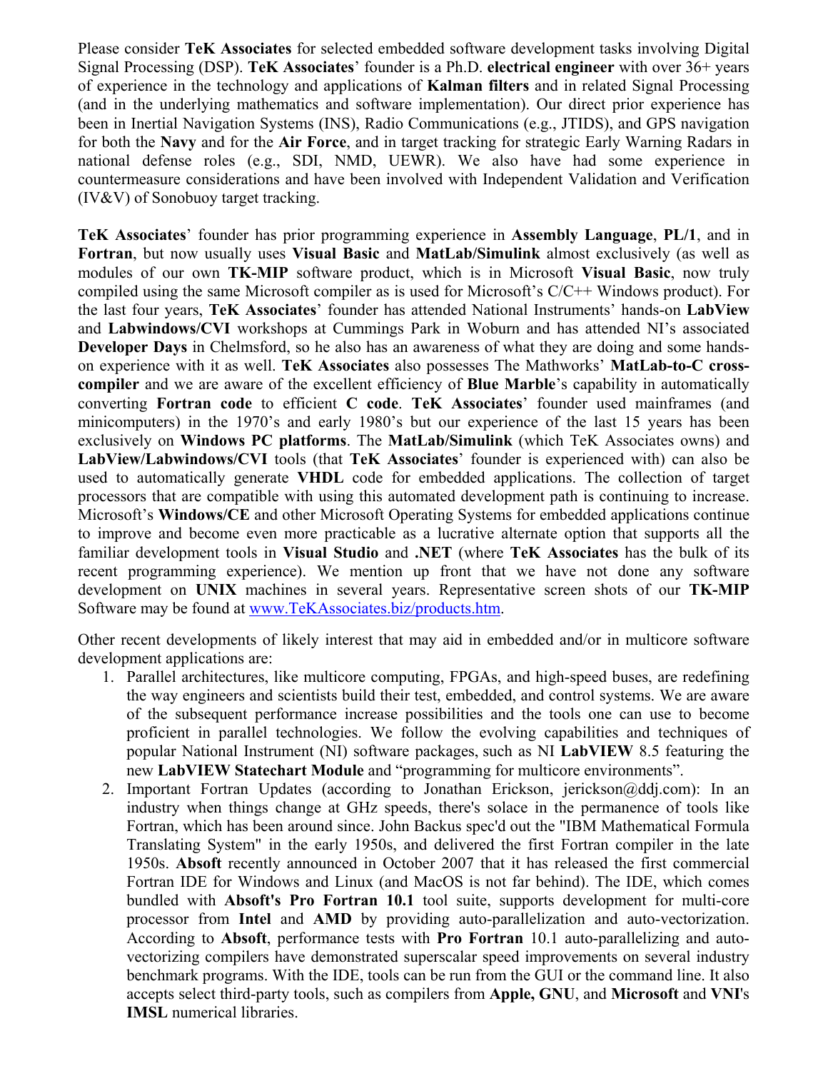Please consider **TeK Associates** for selected embedded software development tasks involving Digital Signal Processing (DSP). **TeK Associates**' founder is a Ph.D. **electrical engineer** with over 36+ years of experience in the technology and applications of **Kalman filters** and in related Signal Processing (and in the underlying mathematics and software implementation). Our direct prior experience has been in Inertial Navigation Systems (INS), Radio Communications (e.g., JTIDS), and GPS navigation for both the **Navy** and for the **Air Force**, and in target tracking for strategic Early Warning Radars in national defense roles (e.g., SDI, NMD, UEWR). We also have had some experience in countermeasure considerations and have been involved with Independent Validation and Verification (IV&V) of Sonobuoy target tracking.

**TeK Associates**' founder has prior programming experience in **Assembly Language**, **PL/1**, and in **Fortran**, but now usually uses **Visual Basic** and **MatLab/Simulink** almost exclusively (as well as modules of our own **TK-MIP** software product, which is in Microsoft **Visual Basic**, now truly compiled using the same Microsoft compiler as is used for Microsoft's C/C++ Windows product). For the last four years, **TeK Associates**' founder has attended National Instruments' hands-on **LabView** and **Labwindows/CVI** workshops at Cummings Park in Woburn and has attended NI's associated **Developer Days** in Chelmsford, so he also has an awareness of what they are doing and some hands-on experience with it as well. **TeK Associates** also possesses The Mathworks' **MatLab-to-C cross-compiler** and we are aware of the excellent efficiency of **Blue Marble**'s capability in automatically converting **Fortran code** to efficient **C code**. **TeK Associates**' founder used mainframes (and minicomputers) in the 1970's and early 1980's but our experience of the last 15 years has been exclusively on **Windows PC platforms**. The **MatLab/Simulink** (which TeK Associates owns) and **LabView/Labwindows/CVI** tools (that **TeK Associates**' founder is experienced with) can also be used to automatically generate **VHDL** code for embedded applications. The collection of target processors that are compatible with using this automated development path is continuing to increase. Microsoft's **Windows/CE** and other Microsoft Operating Systems for embedded applications continue to improve and become even more practicable as a lucrative alternate option that supports all the familiar development tools in **Visual Studio** and **.NET** (where **TeK Associates** has the bulk of its recent programming experience). We mention up front that we have not done any software development on **UNIX** machines in several years. Representative screen shots of our **TK-MIP** Software may be found at [www.TeKAssociates.biz/products.htm](www.TeKAssociates.biz/products.htm).

Other recent developments of likely interest that may aid in embedded and/or in multicore software development applications are:

1. Parallel architectures, like multicore computing, FPGAs, and high-speed buses, are redefining the way engineers and scientists build their test, embedded, and control systems. We are aware of the subsequent performance increase possibilities and the tools one can use to become proficient in parallel technologies. We follow the evolving capabilities and techniques of popular National Instrument (NI) software packages, such as NI **LabVIEW** 8.5 featuring the new **LabVIEW Statechart Module** and "programming for multicore environments".
2. Important Fortran Updates (according to Jonathan Erickson, jerickson@ddj.com): In an industry when things change at GHz speeds, there's solace in the permanence of tools like Fortran, which has been around since. John Backus spec'd out the "IBM Mathematical Formula Translating System" in the early 1950s, and delivered the first Fortran compiler in the late 1950s. **Absoft** recently announced in October 2007 that it has released the first commercial Fortran IDE for Windows and Linux (and MacOS is not far behind). The IDE, which comes bundled with **Absoft's Pro Fortran 10.1** tool suite, supports development for multi-core processor from **Intel** and **AMD** by providing auto-parallelization and auto-vectorization. According to **Absoft**, performance tests with **Pro Fortran** 10.1 auto-parallelizing and auto-vectorizing compilers have demonstrated superscalar speed improvements on several industry benchmark programs. With the IDE, tools can be run from the GUI or the command line. It also accepts select third-party tools, such as compilers from **Apple, GNU**, and **Microsoft** and **VNI**'s **IMSL** numerical libraries.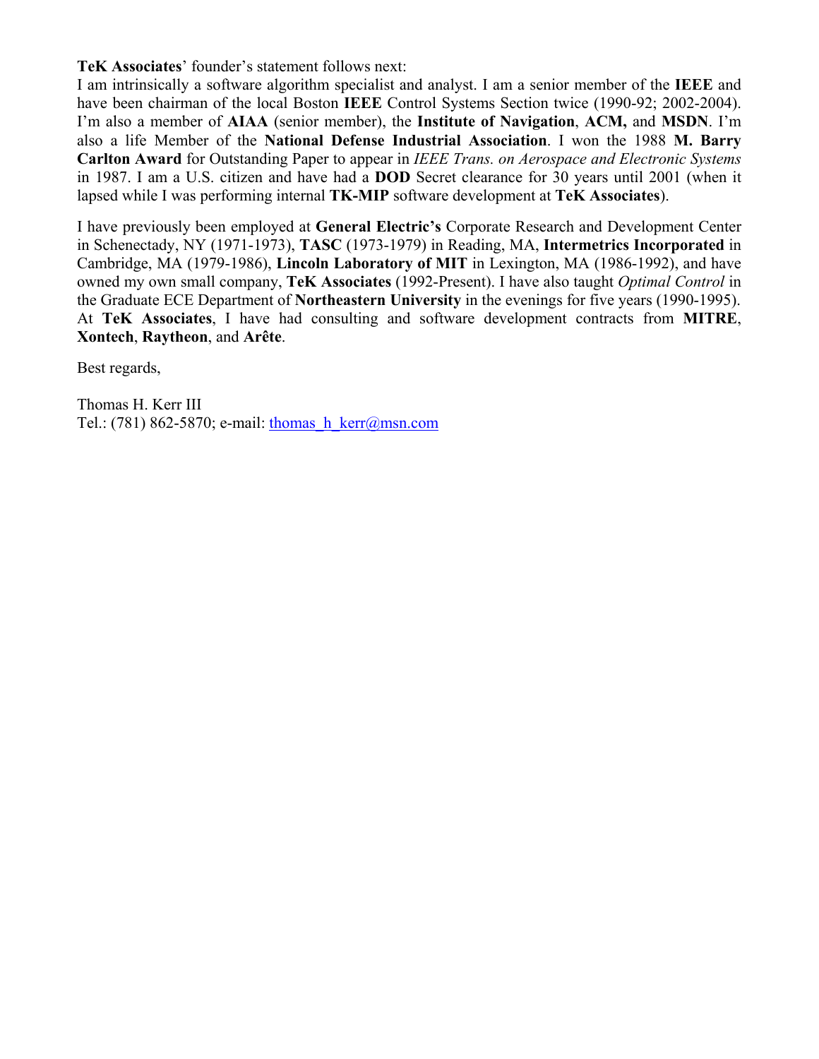**TeK Associates**' founder's statement follows next:

I am intrinsically a software algorithm specialist and analyst. I am a senior member of the **IEEE** and have been chairman of the local Boston **IEEE** Control Systems Section twice (1990-92; 2002-2004). I'm also a member of **AIAA** (senior member), the **Institute of Navigation**, **ACM,** and **MSDN**. I'm also a life Member of the **National Defense Industrial Association**. I won the 1988 **M. Barry Carlton Award** for Outstanding Paper to appear in *IEEE Trans. on Aerospace and Electronic Systems* in 1987. I am a U.S. citizen and have had a **DOD** Secret clearance for 30 years until 2001 (when it lapsed while I was performing internal **TK-MIP** software development at **TeK Associates**).

I have previously been employed at **General Electric's** Corporate Research and Development Center in Schenectady, NY (1971-1973), **TASC** (1973-1979) in Reading, MA, **Intermetrics Incorporated** in Cambridge, MA (1979-1986), **Lincoln Laboratory of MIT** in Lexington, MA (1986-1992), and have owned my own small company, **TeK Associates** (1992-Present). I have also taught *Optimal Control* in the Graduate ECE Department of **Northeastern University** in the evenings for five years (1990-1995). At **TeK Associates**, I have had consulting and software development contracts from **MITRE**, **Xontech**, **Raytheon**, and **Arête**.

Best regards,

Thomas H. Kerr III
Tel.: (781) 862-5870; e-mail: thomas_h_kerr@msn.com